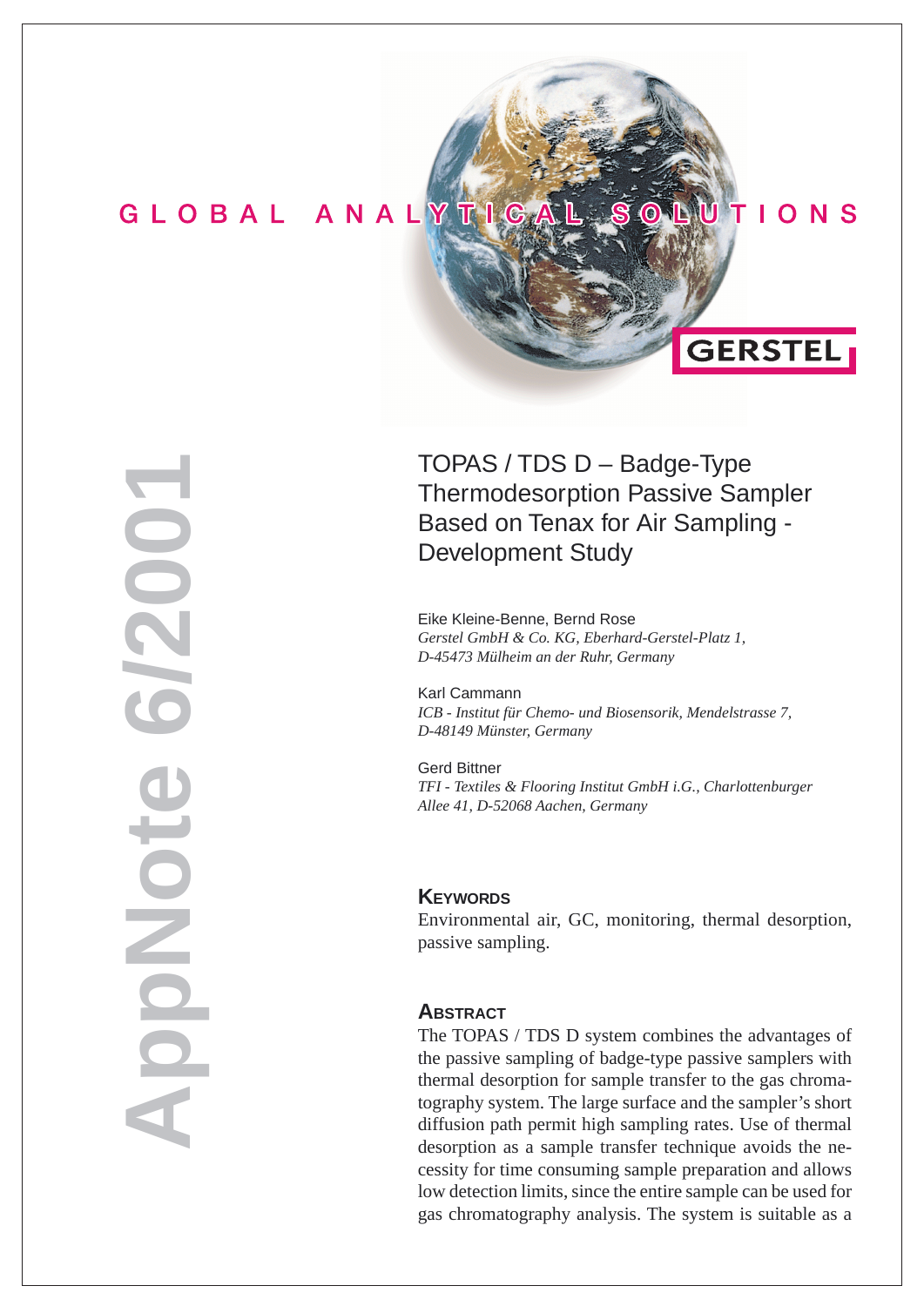GLOBAL ANALYTICAL SOLUTIONS

GERSTEL

AppNote 6/2001

# TOPAS / TDS D – Badge-Type Thermodesorption Passive Sampler Based on Tenax for Air Sampling - Development Study

Eike Kleine-Benne, Bernd Rose
*Gerstel GmbH & Co. KG, Eberhard-Gerstel-Platz 1, D-45473 Mülheim an der Ruhr, Germany*

Karl Cammann
*ICB - Institut für Chemo- und Biosensorik, Mendelstrasse 7, D-48149 Münster, Germany*

Gerd Bittner
*TFI - Textiles & Flooring Institut GmbH i.G., Charlottenburger Allee 41, D-52068 Aachen, Germany*

## Keywords

Environmental air, GC, monitoring, thermal desorption, passive sampling.

## Abstract

The TOPAS / TDS D system combines the advantages of the passive sampling of badge-type passive samplers with thermal desorption for sample transfer to the gas chromatography system. The large surface and the sampler's short diffusion path permit high sampling rates. Use of thermal desorption as a sample transfer technique avoids the necessity for time consuming sample preparation and allows low detection limits, since the entire sample can be used for gas chromatography analysis. The system is suitable as a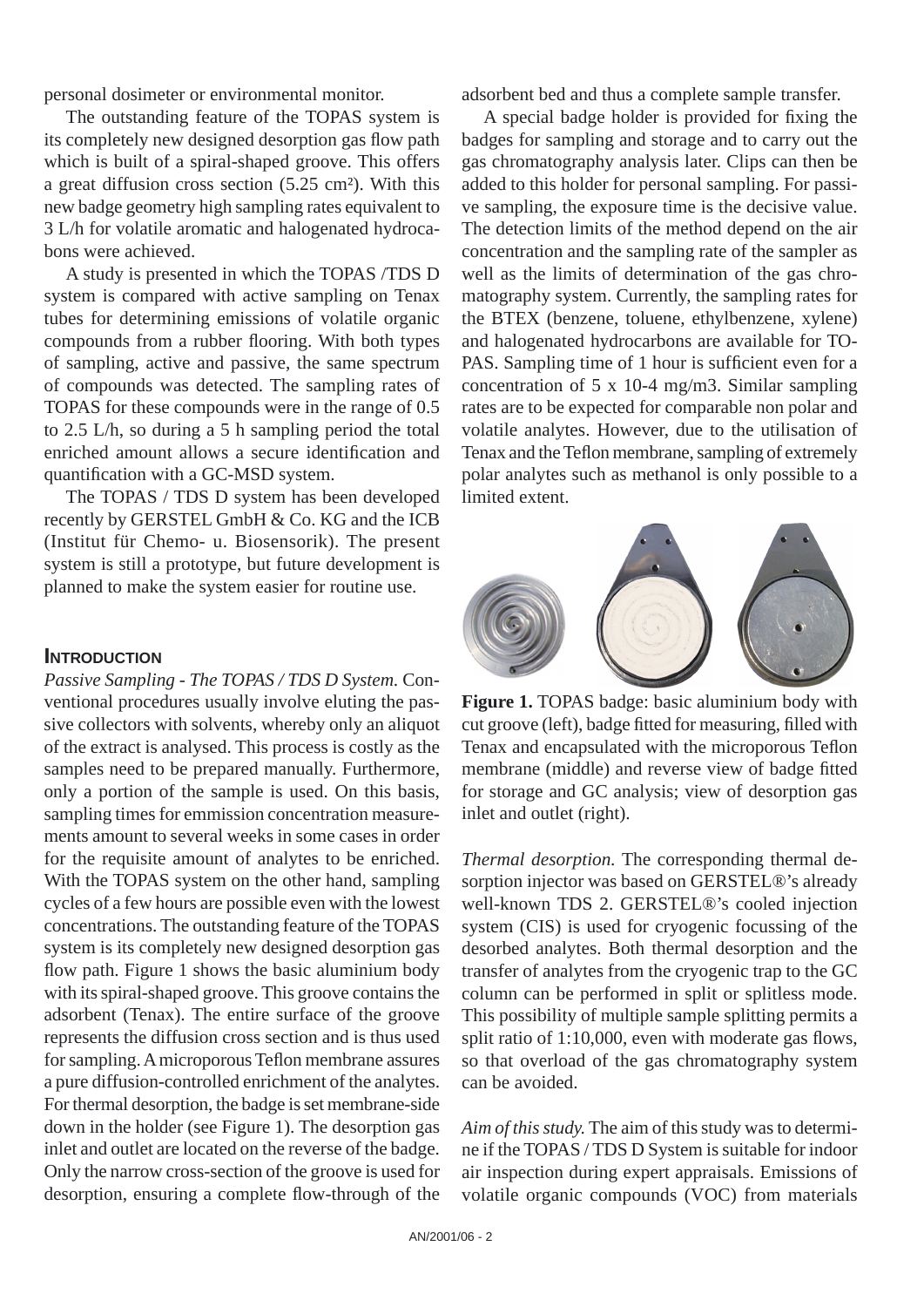personal dosimeter or environmental monitor.

The outstanding feature of the TOPAS system is its completely new designed desorption gas flow path which is built of a spiral-shaped groove. This offers a great diffusion cross section (5.25 cm²). With this new badge geometry high sampling rates equivalent to 3 L/h for volatile aromatic and halogenated hydrocabons were achieved.

A study is presented in which the TOPAS /TDS D system is compared with active sampling on Tenax tubes for determining emissions of volatile organic compounds from a rubber flooring. With both types of sampling, active and passive, the same spectrum of compounds was detected. The sampling rates of TOPAS for these compounds were in the range of 0.5 to 2.5 L/h, so during a 5 h sampling period the total enriched amount allows a secure identification and quantification with a GC-MSD system.

The TOPAS / TDS D system has been developed recently by GERSTEL GmbH & Co. KG and the ICB (Institut für Chemo- u. Biosensorik). The present system is still a prototype, but future development is planned to make the system easier for routine use.

## Introduction

*Passive Sampling - The TOPAS / TDS D System.* Conventional procedures usually involve eluting the passive collectors with solvents, whereby only an aliquot of the extract is analysed. This process is costly as the samples need to be prepared manually. Furthermore, only a portion of the sample is used. On this basis, sampling times for emmission concentration measurements amount to several weeks in some cases in order for the requisite amount of analytes to be enriched. With the TOPAS system on the other hand, sampling cycles of a few hours are possible even with the lowest concentrations. The outstanding feature of the TOPAS system is its completely new designed desorption gas flow path. Figure 1 shows the basic aluminium body with its spiral-shaped groove. This groove contains the adsorbent (Tenax). The entire surface of the groove represents the diffusion cross section and is thus used for sampling. A microporous Teflon membrane assures a pure diffusion-controlled enrichment of the analytes. For thermal desorption, the badge is set membrane-side down in the holder (see Figure 1). The desorption gas inlet and outlet are located on the reverse of the badge. Only the narrow cross-section of the groove is used for desorption, ensuring a complete flow-through of the adsorbent bed and thus a complete sample transfer.

A special badge holder is provided for fixing the badges for sampling and storage and to carry out the gas chromatography analysis later. Clips can then be added to this holder for personal sampling. For passive sampling, the exposure time is the decisive value. The detection limits of the method depend on the air concentration and the sampling rate of the sampler as well as the limits of determination of the gas chromatography system. Currently, the sampling rates for the BTEX (benzene, toluene, ethylbenzene, xylene) and halogenated hydrocarbons are available for TOPAS. Sampling time of 1 hour is sufficient even for a concentration of 5 x 10-4 mg/m3. Similar sampling rates are to be expected for comparable non polar and volatile analytes. However, due to the utilisation of Tenax and the Teflon membrane, sampling of extremely polar analytes such as methanol is only possible to a limited extent.

**Figure 1.** TOPAS badge: basic aluminium body with cut groove (left), badge fitted for measuring, filled with Tenax and encapsulated with the microporous Teflon membrane (middle) and reverse view of badge fitted for storage and GC analysis; view of desorption gas inlet and outlet (right).

*Thermal desorption.* The corresponding thermal desorption injector was based on GERSTEL®'s already well-known TDS 2. GERSTEL®'s cooled injection system (CIS) is used for cryogenic focussing of the desorbed analytes. Both thermal desorption and the transfer of analytes from the cryogenic trap to the GC column can be performed in split or splitless mode. This possibility of multiple sample splitting permits a split ratio of 1:10,000, even with moderate gas flows, so that overload of the gas chromatography system can be avoided.

*Aim of this study.* The aim of this study was to determine if the TOPAS / TDS D System is suitable for indoor air inspection during expert appraisals. Emissions of volatile organic compounds (VOC) from materials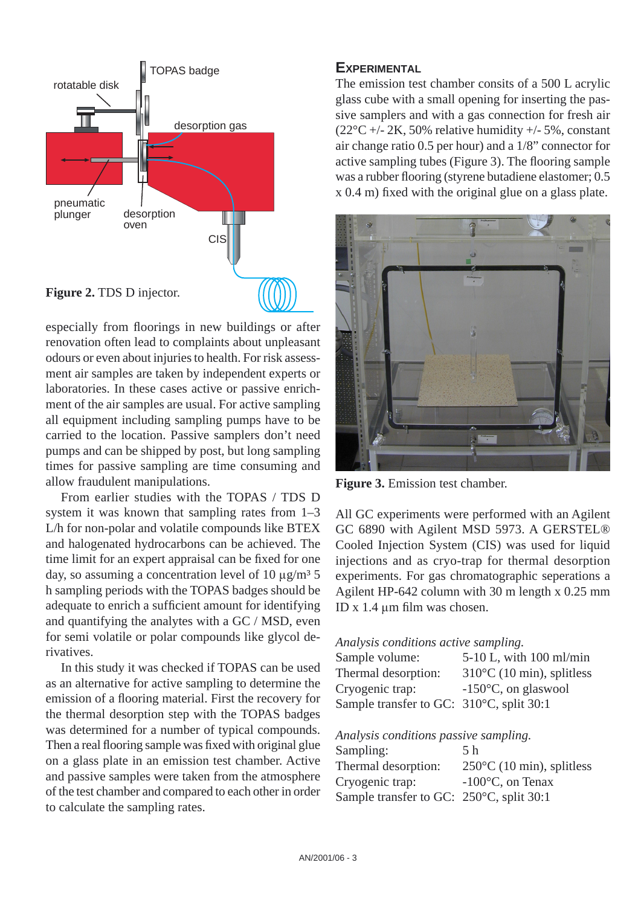Figure 2. TDS D injector.

especially from floorings in new buildings or after renovation often lead to complaints about unpleasant odours or even about injuries to health. For risk assessment air samples are taken by independent experts or laboratories. In these cases active or passive enrichment of the air samples are usual. For active sampling all equipment including sampling pumps have to be carried to the location. Passive samplers don't need pumps and can be shipped by post, but long sampling times for passive sampling are time consuming and allow fraudulent manipulations.

From earlier studies with the TOPAS / TDS D system it was known that sampling rates from 1–3 L/h for non-polar and volatile compounds like BTEX and halogenated hydrocarbons can be achieved. The time limit for an expert appraisal can be fixed for one day, so assuming a concentration level of 10 µg/m³ 5 h sampling periods with the TOPAS badges should be adequate to enrich a sufficient amount for identifying and quantifying the analytes with a GC / MSD, even for semi volatile or polar compounds like glycol derivatives.

In this study it was checked if TOPAS can be used as an alternative for active sampling to determine the emission of a flooring material. First the recovery for the thermal desorption step with the TOPAS badges was determined for a number of typical compounds. Then a real flooring sample was fixed with original glue on a glass plate in an emission test chamber. Active and passive samples were taken from the atmosphere of the test chamber and compared to each other in order to calculate the sampling rates.

## Experimental

The emission test chamber consits of a 500 L acrylic glass cube with a small opening for inserting the passive samplers and with a gas connection for fresh air (22°C +/- 2K, 50% relative humidity +/- 5%, constant air change ratio 0.5 per hour) and a 1/8" connector for active sampling tubes (Figure 3). The flooring sample was a rubber flooring (styrene butadiene elastomer; 0.5 x 0.4 m) fixed with the original glue on a glass plate.

Figure 3. Emission test chamber.

All GC experiments were performed with an Agilent GC 6890 with Agilent MSD 5973. A GERSTEL® Cooled Injection System (CIS) was used for liquid injections and as cryo-trap for thermal desorption experiments. For gas chromatographic seperations a Agilent HP-642 column with 30 m length x 0.25 mm ID x 1.4 µm film was chosen.

*Analysis conditions active sampling.*

| | |
|---|---|
| Sample volume: | 5-10 L, with 100 ml/min |
| Thermal desorption: | 310°C (10 min), splitless |
| Cryogenic trap: | -150°C, on glaswool |
| Sample transfer to GC: | 310°C, split 30:1 |

*Analysis conditions passive sampling.*

| | |
|---|---|
| Sampling: | 5 h |
| Thermal desorption: | 250°C (10 min), splitless |
| Cryogenic trap: | -100°C, on Tenax |
| Sample transfer to GC: | 250°C, split 30:1 |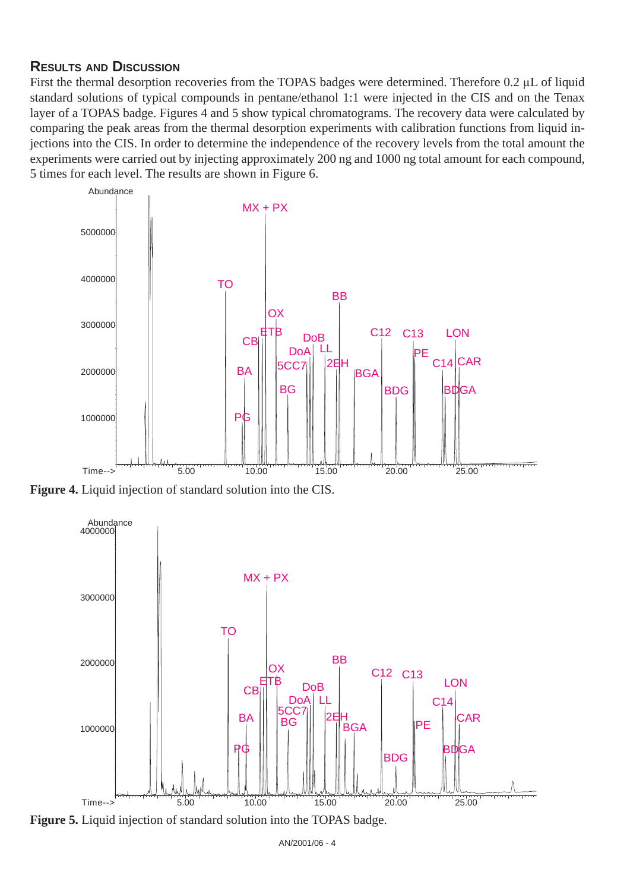## Results and Discussion

First the thermal desorption recoveries from the TOPAS badges were determined. Therefore 0.2 µL of liquid standard solutions of typical compounds in pentane/ethanol 1:1 were injected in the CIS and on the Tenax layer of a TOPAS badge. Figures 4 and 5 show typical chromatograms. The recovery data were calculated by comparing the peak areas from the thermal desorption experiments with calibration functions from liquid injections into the CIS. In order to determine the independence of the recovery levels from the total amount the experiments were carried out by injecting approximately 200 ng and 1000 ng total amount for each compound, 5 times for each level. The results are shown in Figure 6.

**Figure 4.** Liquid injection of standard solution into the CIS.

**Figure 5.** Liquid injection of standard solution into the TOPAS badge.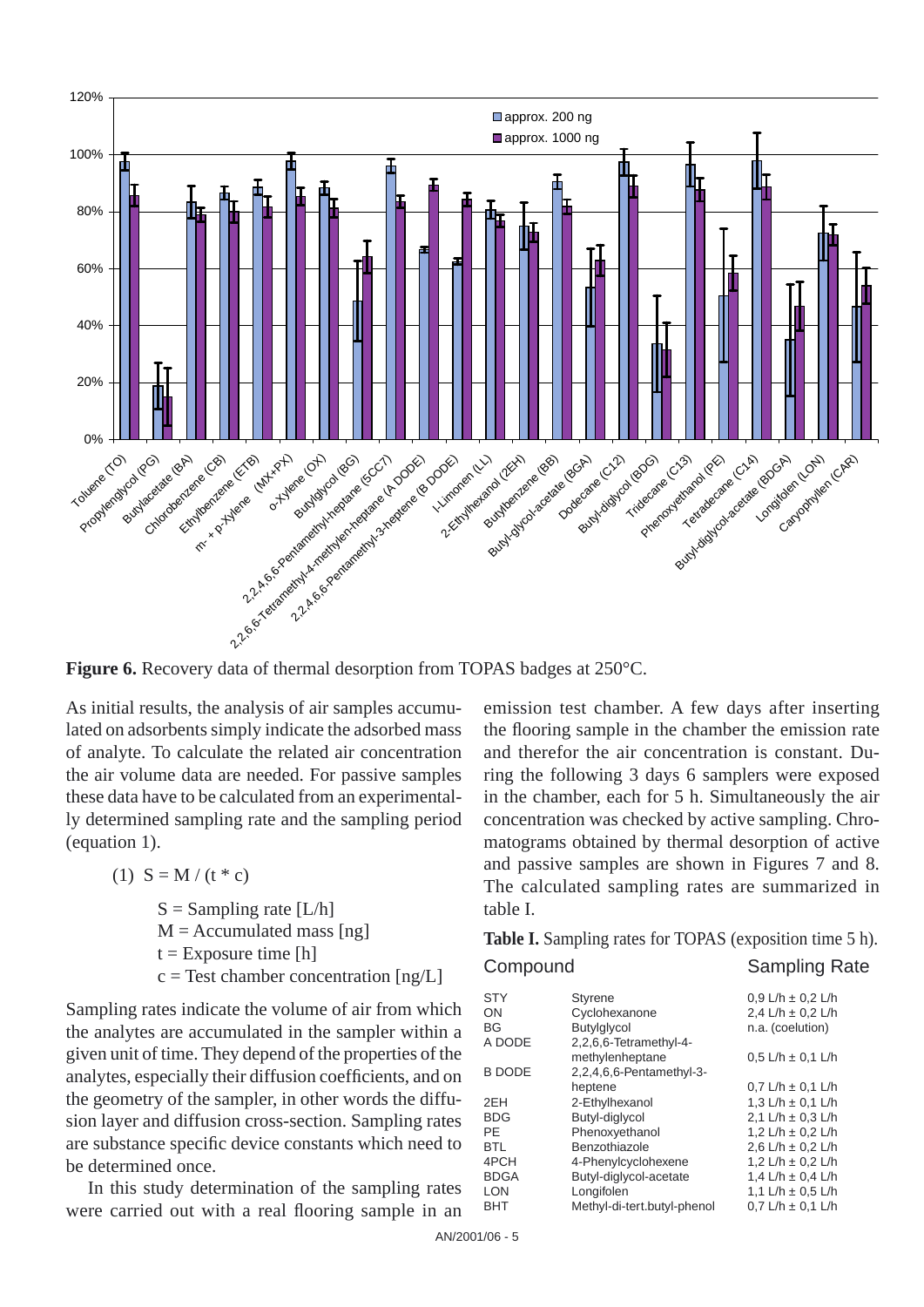**Figure 6.** Recovery data of thermal desorption from TOPAS badges at 250°C.

As initial results, the analysis of air samples accumulated on adsorbents simply indicate the adsorbed mass of analyte. To calculate the related air concentration the air volume data are needed. For passive samples these data have to be calculated from an experimentally determined sampling rate and the sampling period (equation 1).

$$(1)\quad S = M / (t * c)$$

$S$ = Sampling rate [L/h]
$M$ = Accumulated mass [ng]
$t$ = Exposure time [h]
$c$ = Test chamber concentration [ng/L]

Sampling rates indicate the volume of air from which the analytes are accumulated in the sampler within a given unit of time. They depend of the properties of the analytes, especially their diffusion coefficients, and on the geometry of the sampler, in other words the diffusion layer and diffusion cross-section. Sampling rates are substance specific device constants which need to be determined once.

In this study determination of the sampling rates were carried out with a real flooring sample in an emission test chamber. A few days after inserting the flooring sample in the chamber the emission rate and therefor the air concentration is constant. During the following 3 days 6 samplers were exposed in the chamber, each for 5 h. Simultaneously the air concentration was checked by active sampling. Chromatograms obtained by thermal desorption of active and passive samples are shown in Figures 7 and 8. The calculated sampling rates are summarized in table I.

**Table I.** Sampling rates for TOPAS (exposition time 5 h).

| Compound | | Sampling Rate |
|---|---|---|
| STY | Styrene | 0,9 L/h ± 0,2 L/h |
| ON | Cyclohexanone | 2,4 L/h ± 0,2 L/h |
| BG | Butylglycol | n.a. (coelution) |
| A DODE | 2,2,6,6-Tetramethyl-4-methylenheptane | 0,5 L/h ± 0,1 L/h |
| B DODE | 2,2,4,6,6-Pentamethyl-3-heptene | 0,7 L/h ± 0,1 L/h |
| 2EH | 2-Ethylhexanol | 1,3 L/h ± 0,1 L/h |
| BDG | Butyl-diglycol | 2,1 L/h ± 0,3 L/h |
| PE | Phenoxyethanol | 1,2 L/h ± 0,2 L/h |
| BTL | Benzothiazole | 2,6 L/h ± 0,2 L/h |
| 4PCH | 4-Phenylcyclohexene | 1,2 L/h ± 0,2 L/h |
| BDGA | Butyl-diglycol-acetate | 1,4 L/h ± 0,4 L/h |
| LON | Longifolen | 1,1 L/h ± 0,5 L/h |
| BHT | Methyl-di-tert.butyl-phenol | 0,7 L/h ± 0,1 L/h |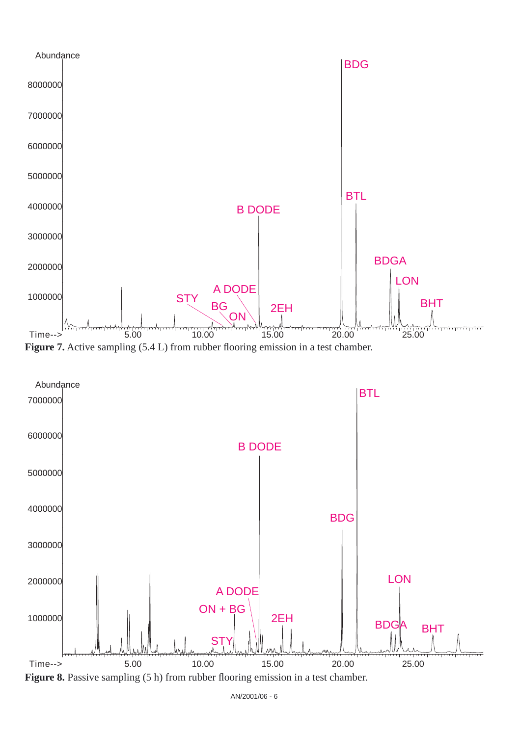**Figure 7.** Active sampling (5.4 L) from rubber flooring emission in a test chamber.

**Figure 8.** Passive sampling (5 h) from rubber flooring emission in a test chamber.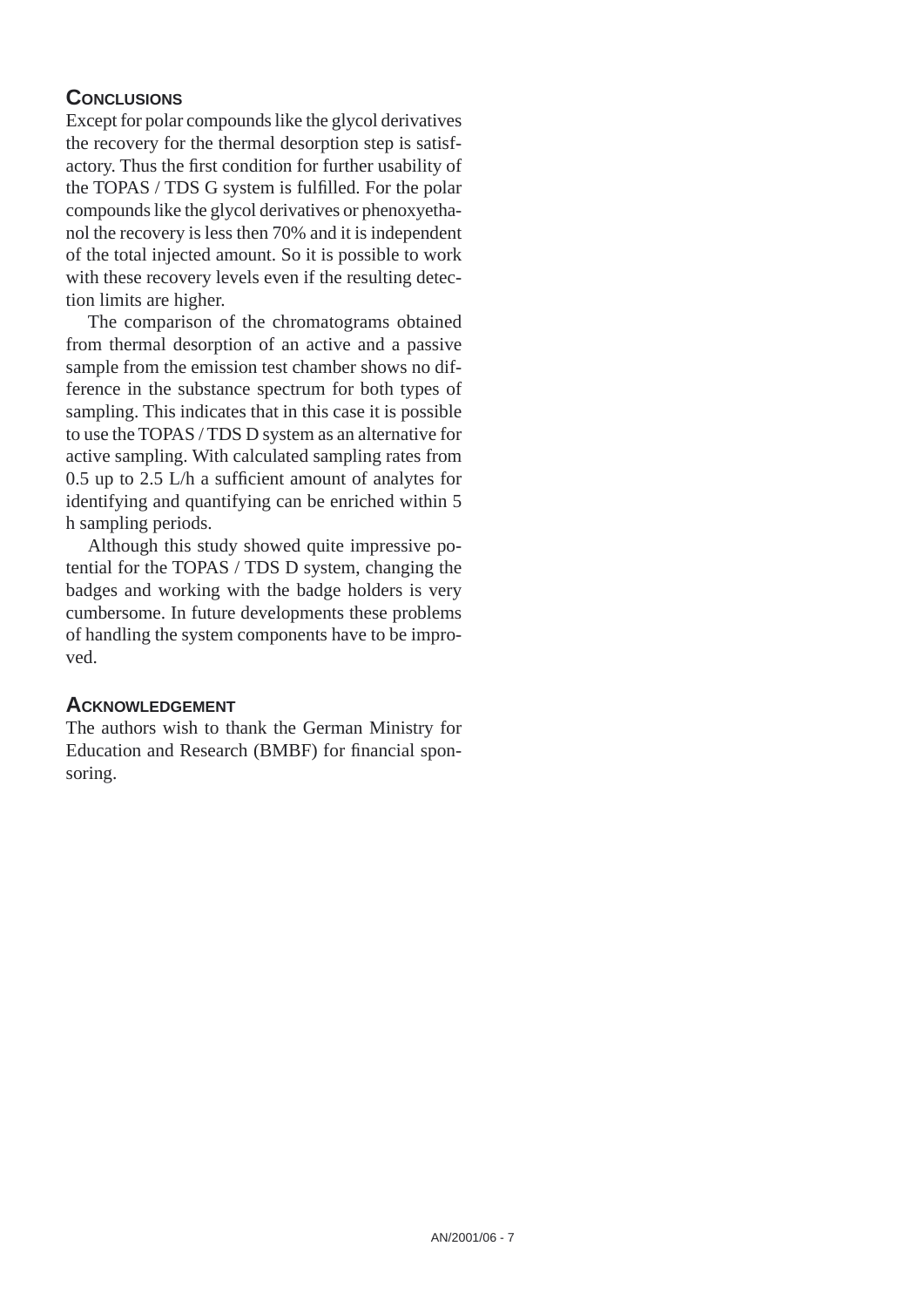## Conclusions

Except for polar compounds like the glycol derivatives the recovery for the thermal desorption step is satisfactory. Thus the first condition for further usability of the TOPAS / TDS G system is fulfilled. For the polar compounds like the glycol derivatives or phenoxyethanol the recovery is less then 70% and it is independent of the total injected amount. So it is possible to work with these recovery levels even if the resulting detection limits are higher.

The comparison of the chromatograms obtained from thermal desorption of an active and a passive sample from the emission test chamber shows no difference in the substance spectrum for both types of sampling. This indicates that in this case it is possible to use the TOPAS / TDS D system as an alternative for active sampling. With calculated sampling rates from 0.5 up to 2.5 L/h a sufficient amount of analytes for identifying and quantifying can be enriched within 5 h sampling periods.

Although this study showed quite impressive potential for the TOPAS / TDS D system, changing the badges and working with the badge holders is very cumbersome. In future developments these problems of handling the system components have to be improved.

## Acknowledgement

The authors wish to thank the German Ministry for Education and Research (BMBF) for financial sponsoring.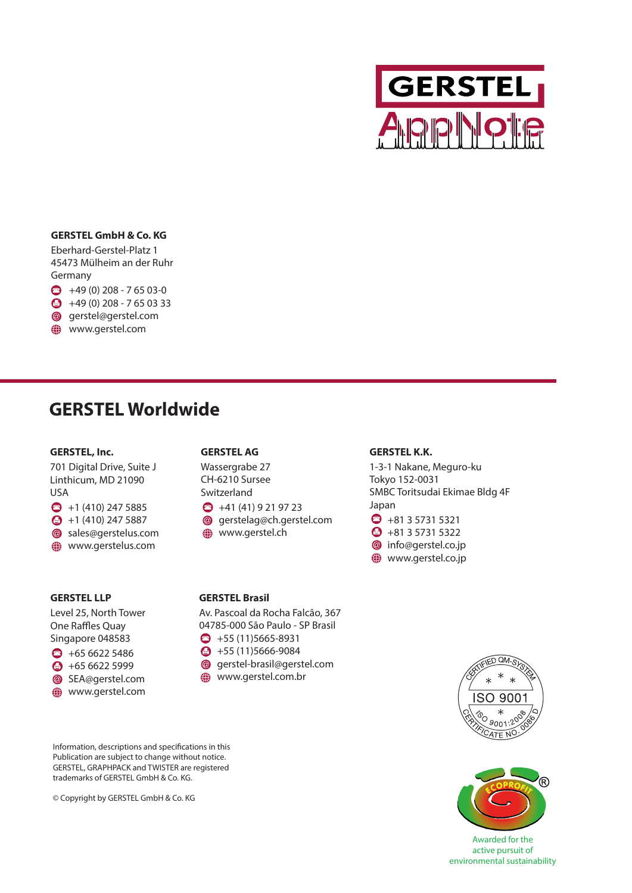GERSTEL AppNote

**GERSTEL GmbH & Co. KG**
Eberhard-Gerstel-Platz 1
45473 Mülheim an der Ruhr
Germany
+49 (0) 208 - 7 65 03-0
+49 (0) 208 - 7 65 03 33
gerstel@gerstel.com
www.gerstel.com

## GERSTEL Worldwide

**GERSTEL, Inc.**
701 Digital Drive, Suite J
Linthicum, MD 21090
USA
+1 (410) 247 5885
+1 (410) 247 5887
sales@gerstelus.com
www.gerstelus.com

**GERSTEL AG**
Wassergrabe 27
CH-6210 Sursee
Switzerland
+41 (41) 9 21 97 23
gerstelag@ch.gerstel.com
www.gerstel.ch

**GERSTEL K.K.**
1-3-1 Nakane, Meguro-ku
Tokyo 152-0031
SMBC Toritsudai Ekimae Bldg 4F
Japan
+81 3 5731 5321
+81 3 5731 5322
info@gerstel.co.jp
www.gerstel.co.jp

**GERSTEL LLP**
Level 25, North Tower
One Raffles Quay
Singapore 048583
+65 6622 5486
+65 6622 5999
SEA@gerstel.com
www.gerstel.com

**GERSTEL Brasil**
Av. Pascoal da Rocha Falcão, 367
04785-000 São Paulo - SP Brasil
+55 (11)5665-8931
+55 (11)5666-9084
gerstel-brasil@gerstel.com
www.gerstel.com.br

CERTIFIED QM-SYSTEM
ISO 9001
ISO 9001:2008
CERTIFICATE NO. 0086 D

ECOPROFIT®
Awarded for the active pursuit of environmental sustainability

Information, descriptions and specifications in this Publication are subject to change without notice. GERSTEL, GRAPHPACK and TWISTER are registered trademarks of GERSTEL GmbH & Co. KG.

© Copyright by GERSTEL GmbH & Co. KG